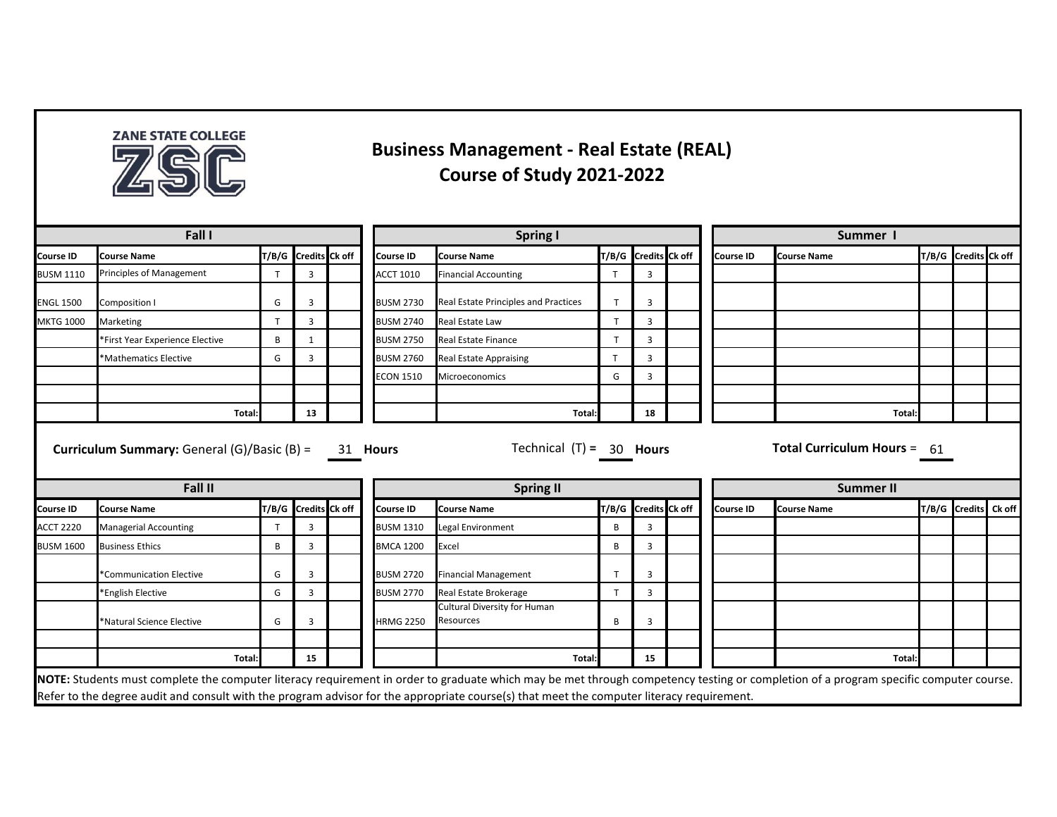ZANE STATE COLLEGE

# Business Management - Real Estate (REAL)
## Course of Study 2021-2022

### Fall I

| Course ID | Course Name | T/B/G | Credits | Ck off |
|---|---|---|---|---|
| BUSM 1110 | Principles of Management | T | 3 | |
| ENGL 1500 | Composition I | G | 3 | |
| MKTG 1000 | Marketing | T | 3 | |
| | *First Year Experience Elective | B | 1 | |
| | *Mathematics Elective | G | 3 | |
| | | | | |
| | | | | |
| | Total: | | 13 | |

### Spring I

| Course ID | Course Name | T/B/G | Credits | Ck off |
|---|---|---|---|---|
| ACCT 1010 | Financial Accounting | T | 3 | |
| BUSM 2730 | Real Estate Principles and Practices | T | 3 | |
| BUSM 2740 | Real Estate Law | T | 3 | |
| BUSM 2750 | Real Estate Finance | T | 3 | |
| BUSM 2760 | Real Estate Appraising | T | 3 | |
| ECON 1510 | Microeconomics | G | 3 | |
| | | | | |
| | Total: | | 18 | |

### Summer I

| Course ID | Course Name | T/B/G | Credits | Ck off |
|---|---|---|---|---|
| | | | | |
| | | | | |
| | | | | |
| | | | | |
| | | | | |
| | | | | |
| | | | | |
| | Total: | | | |

**Curriculum Summary:** General (G)/Basic (B) = 31 **Hours** Technical (T) = 30 **Hours** **Total Curriculum Hours** = 61

### Fall II

| Course ID | Course Name | T/B/G | Credits | Ck off |
|---|---|---|---|---|
| ACCT 2220 | Managerial Accounting | T | 3 | |
| BUSM 1600 | Business Ethics | B | 3 | |
| | *Communication Elective | G | 3 | |
| | *English Elective | G | 3 | |
| | *Natural Science Elective | G | 3 | |
| | | | | |
| | Total: | | 15 | |

### Spring II

| Course ID | Course Name | T/B/G | Credits | Ck off |
|---|---|---|---|---|
| BUSM 1310 | Legal Environment | B | 3 | |
| BMCA 1200 | Excel | B | 3 | |
| BUSM 2720 | Financial Management | T | 3 | |
| BUSM 2770 | Real Estate Brokerage | T | 3 | |
| HRMG 2250 | Cultural Diversity for Human Resources | B | 3 | |
| | | | | |
| | Total: | | 15 | |

### Summer II

| Course ID | Course Name | T/B/G | Credits | Ck off |
|---|---|---|---|---|
| | | | | |
| | | | | |
| | | | | |
| | | | | |
| | | | | |
| | | | | |
| | Total: | | | |

**NOTE:** Students must complete the computer literacy requirement in order to graduate which may be met through competency testing or completion of a program specific computer course. Refer to the degree audit and consult with the program advisor for the appropriate course(s) that meet the computer literacy requirement.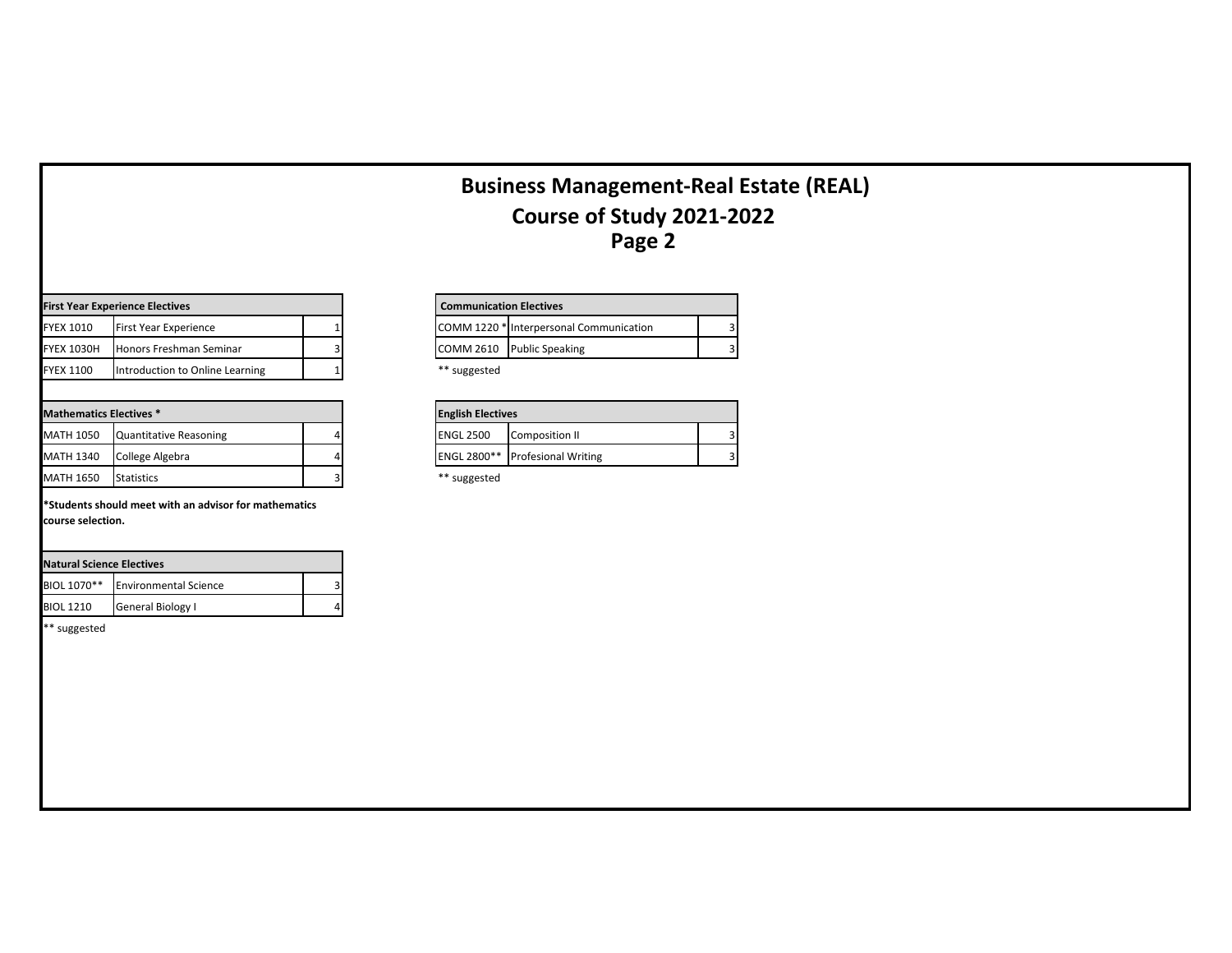# Business Management-Real Estate (REAL)

## Course of Study 2021-2022

## Page 2

| First Year Experience Electives | | |
|---|---|---|
| FYEX 1010 | First Year Experience | 1 |
| FYEX 1030H | Honors Freshman Seminar | 3 |
| FYEX 1100 | Introduction to Online Learning | 1 |

| Mathematics Electives * | | |
|---|---|---|
| MATH 1050 | Quantitative Reasoning | 4 |
| MATH 1340 | College Algebra | 4 |
| MATH 1650 | Statistics | 3 |

**\*Students should meet with an advisor for mathematics course selection.**

| Natural Science Electives | | |
|---|---|---|
| BIOL 1070** | Environmental Science | 3 |
| BIOL 1210 | General Biology I | 4 |

** suggested

| Communication Electives | | |
|---|---|---|
| COMM 1220 * | Interpersonal Communication | 3 |
| COMM 2610 | Public Speaking | 3 |

** suggested

| English Electives | | |
|---|---|---|
| ENGL 2500 | Composition II | 3 |
| ENGL 2800** | Profesional Writing | 3 |

** suggested